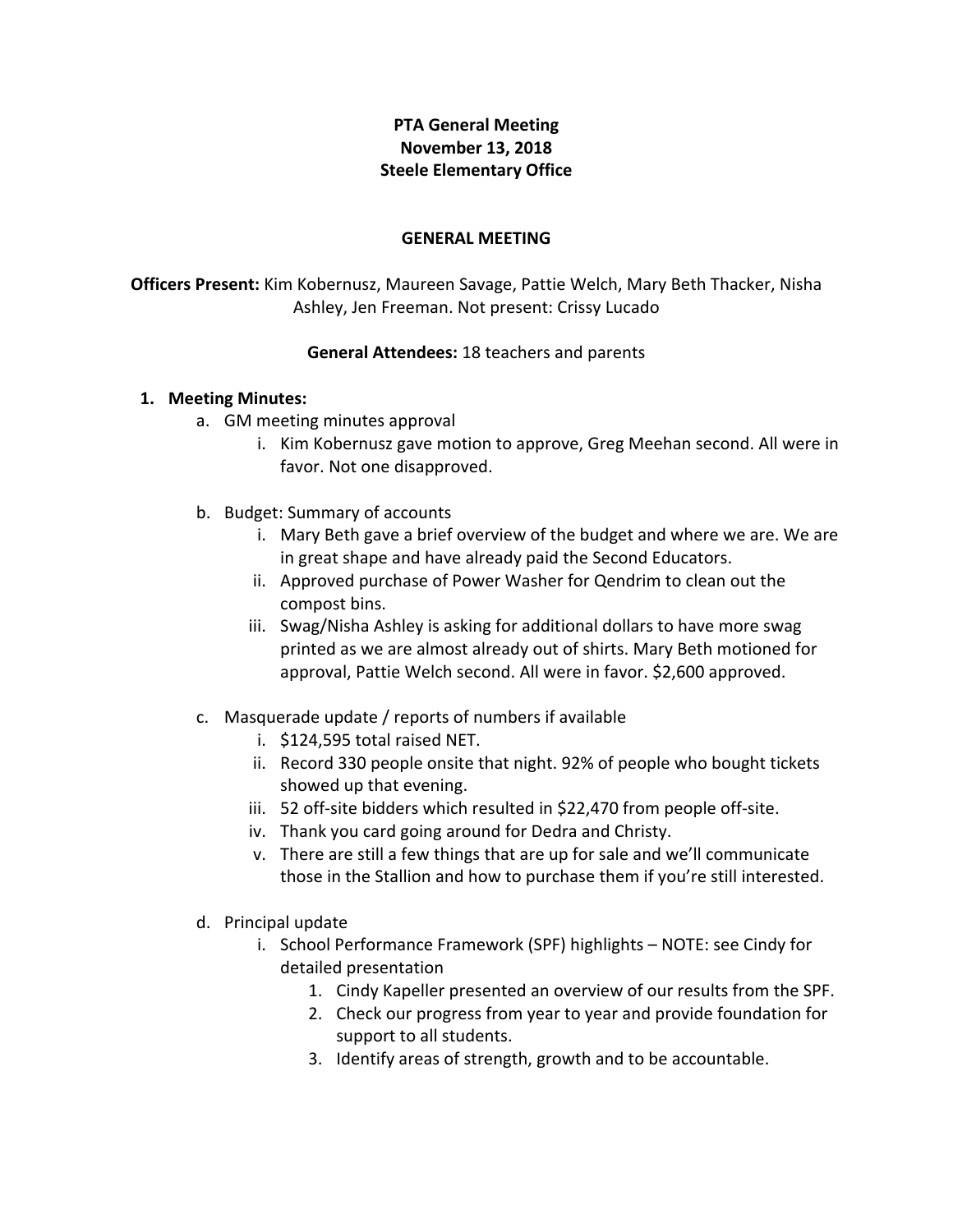**PTA General Meeting**
**November 13, 2018**
**Steele Elementary Office**

**GENERAL MEETING**

**Officers Present:** Kim Kobernusz, Maureen Savage, Pattie Welch, Mary Beth Thacker, Nisha Ashley, Jen Freeman. Not present: Crissy Lucado

**General Attendees:** 18 teachers and parents

1. **Meeting Minutes:**
   a. GM meeting minutes approval
      i. Kim Kobernusz gave motion to approve, Greg Meehan second. All were in favor. Not one disapproved.

   b. Budget: Summary of accounts
      i. Mary Beth gave a brief overview of the budget and where we are. We are in great shape and have already paid the Second Educators.
      ii. Approved purchase of Power Washer for Qendrim to clean out the compost bins.
      iii. Swag/Nisha Ashley is asking for additional dollars to have more swag printed as we are almost already out of shirts. Mary Beth motioned for approval, Pattie Welch second. All were in favor. $2,600 approved.

   c. Masquerade update / reports of numbers if available
      i. $124,595 total raised NET.
      ii. Record 330 people onsite that night. 92% of people who bought tickets showed up that evening.
      iii. 52 off-site bidders which resulted in $22,470 from people off-site.
      iv. Thank you card going around for Dedra and Christy.
      v. There are still a few things that are up for sale and we'll communicate those in the Stallion and how to purchase them if you're still interested.

   d. Principal update
      i. School Performance Framework (SPF) highlights – NOTE: see Cindy for detailed presentation
         1. Cindy Kapeller presented an overview of our results from the SPF.
         2. Check our progress from year to year and provide foundation for support to all students.
         3. Identify areas of strength, growth and to be accountable.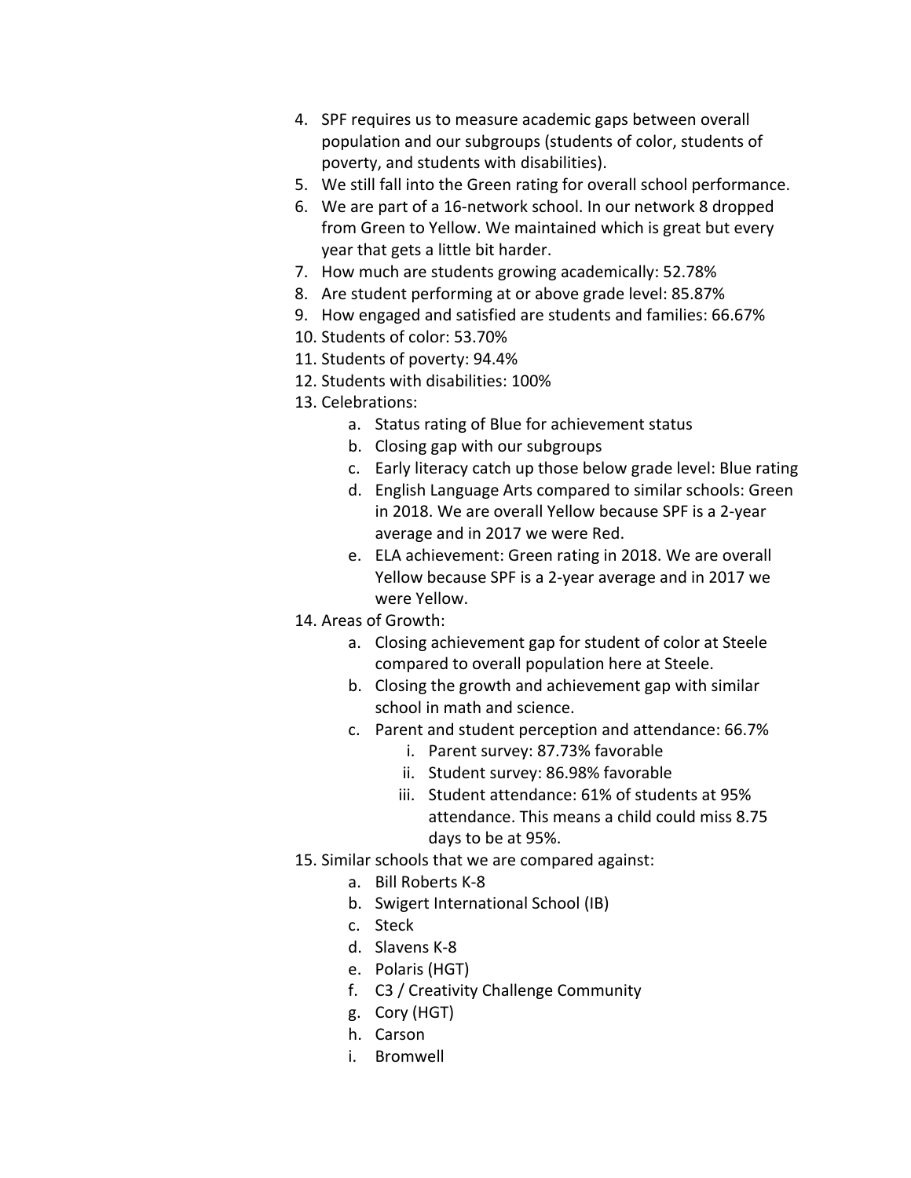4. SPF requires us to measure academic gaps between overall population and our subgroups (students of color, students of poverty, and students with disabilities).
5. We still fall into the Green rating for overall school performance.
6. We are part of a 16-network school. In our network 8 dropped from Green to Yellow. We maintained which is great but every year that gets a little bit harder.
7. How much are students growing academically: 52.78%
8. Are student performing at or above grade level: 85.87%
9. How engaged and satisfied are students and families: 66.67%
10. Students of color: 53.70%
11. Students of poverty: 94.4%
12. Students with disabilities: 100%
13. Celebrations:
    a. Status rating of Blue for achievement status
    b. Closing gap with our subgroups
    c. Early literacy catch up those below grade level: Blue rating
    d. English Language Arts compared to similar schools: Green in 2018. We are overall Yellow because SPF is a 2-year average and in 2017 we were Red.
    e. ELA achievement: Green rating in 2018. We are overall Yellow because SPF is a 2-year average and in 2017 we were Yellow.
14. Areas of Growth:
    a. Closing achievement gap for student of color at Steele compared to overall population here at Steele.
    b. Closing the growth and achievement gap with similar school in math and science.
    c. Parent and student perception and attendance: 66.7%
        i. Parent survey: 87.73% favorable
        ii. Student survey: 86.98% favorable
        iii. Student attendance: 61% of students at 95% attendance. This means a child could miss 8.75 days to be at 95%.
15. Similar schools that we are compared against:
    a. Bill Roberts K-8
    b. Swigert International School (IB)
    c. Steck
    d. Slavens K-8
    e. Polaris (HGT)
    f. C3 / Creativity Challenge Community
    g. Cory (HGT)
    h. Carson
    i. Bromwell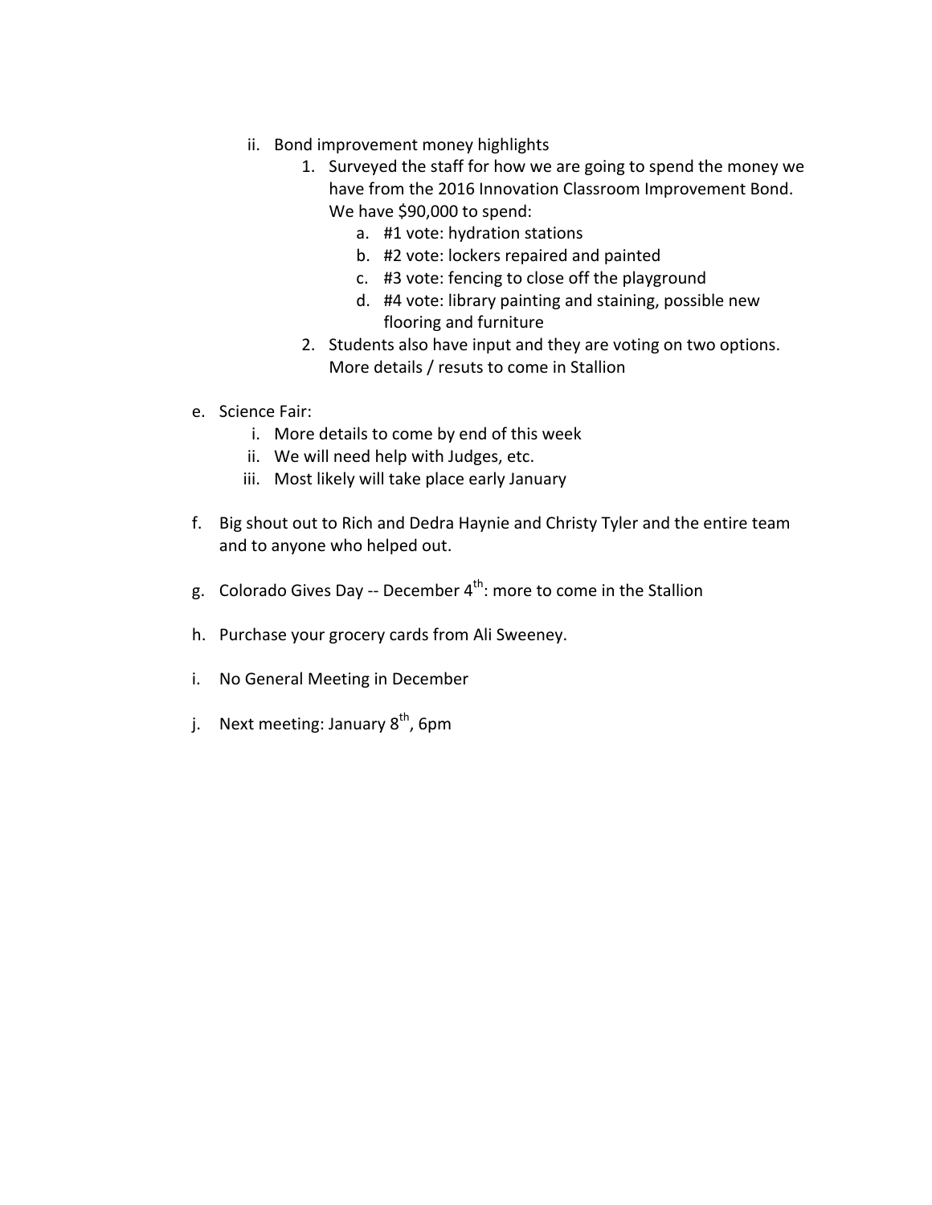ii. Bond improvement money highlights
    1. Surveyed the staff for how we are going to spend the money we have from the 2016 Innovation Classroom Improvement Bond. We have $90,000 to spend:
        a. #1 vote: hydration stations
        b. #2 vote: lockers repaired and painted
        c. #3 vote: fencing to close off the playground
        d. #4 vote: library painting and staining, possible new flooring and furniture
    2. Students also have input and they are voting on two options. More details / resuts to come in Stallion

e. Science Fair:
    i. More details to come by end of this week
    ii. We will need help with Judges, etc.
    iii. Most likely will take place early January

f. Big shout out to Rich and Dedra Haynie and Christy Tyler and the entire team and to anyone who helped out.

g. Colorado Gives Day -- December 4th: more to come in the Stallion

h. Purchase your grocery cards from Ali Sweeney.

i. No General Meeting in December

j. Next meeting: January 8th, 6pm